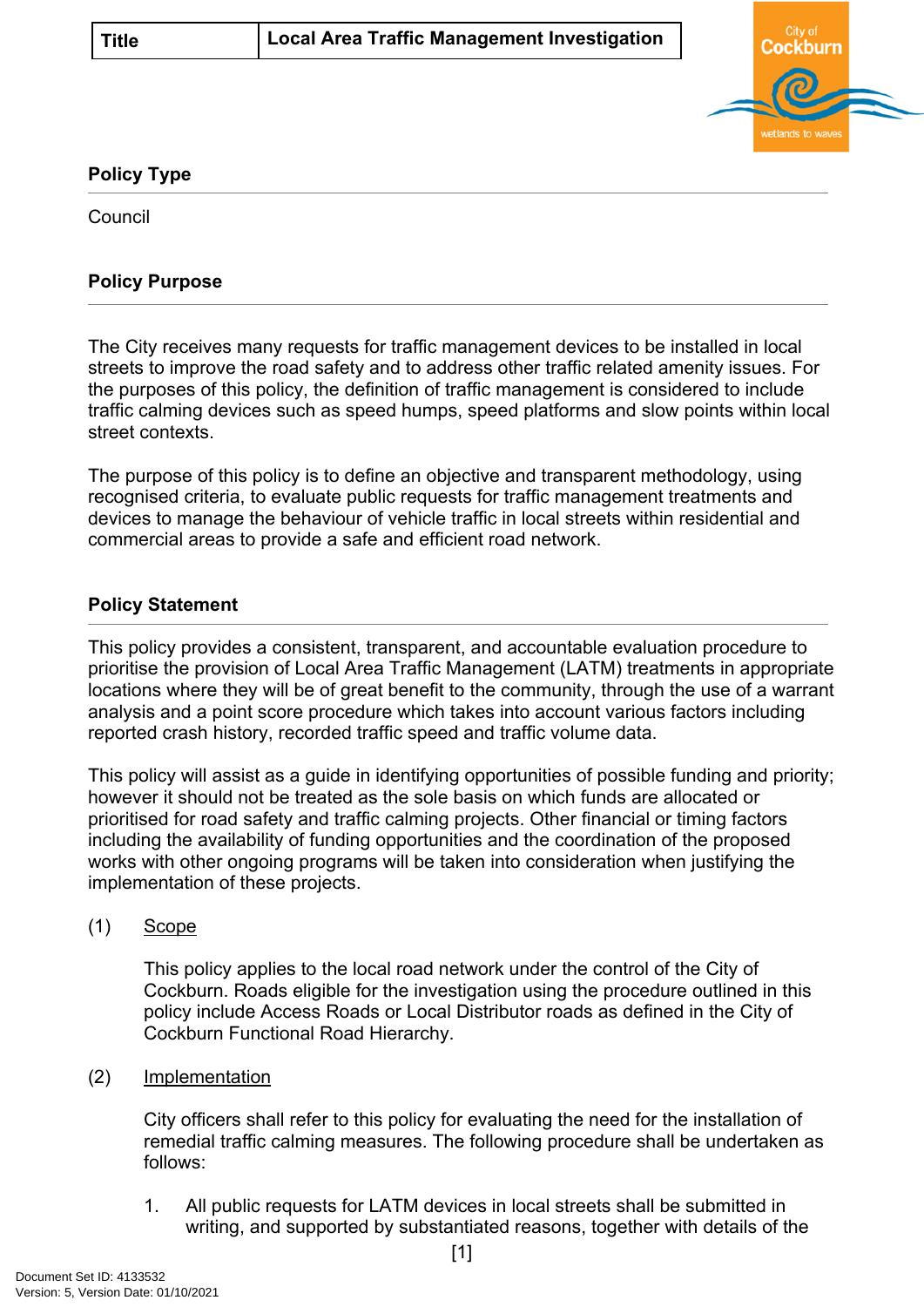| Title | Local Area Traffic Management Investigation |
| --- | --- |

## Policy Type

Council

## Policy Purpose

The City receives many requests for traffic management devices to be installed in local streets to improve the road safety and to address other traffic related amenity issues. For the purposes of this policy, the definition of traffic management is considered to include traffic calming devices such as speed humps, speed platforms and slow points within local street contexts.

The purpose of this policy is to define an objective and transparent methodology, using recognised criteria, to evaluate public requests for traffic management treatments and devices to manage the behaviour of vehicle traffic in local streets within residential and commercial areas to provide a safe and efficient road network.

## Policy Statement

This policy provides a consistent, transparent, and accountable evaluation procedure to prioritise the provision of Local Area Traffic Management (LATM) treatments in appropriate locations where they will be of great benefit to the community, through the use of a warrant analysis and a point score procedure which takes into account various factors including reported crash history, recorded traffic speed and traffic volume data.

This policy will assist as a guide in identifying opportunities of possible funding and priority; however it should not be treated as the sole basis on which funds are allocated or prioritised for road safety and traffic calming projects. Other financial or timing factors including the availability of funding opportunities and the coordination of the proposed works with other ongoing programs will be taken into consideration when justifying the implementation of these projects.

(1) Scope

This policy applies to the local road network under the control of the City of Cockburn. Roads eligible for the investigation using the procedure outlined in this policy include Access Roads or Local Distributor roads as defined in the City of Cockburn Functional Road Hierarchy.

(2) Implementation

City officers shall refer to this policy for evaluating the need for the installation of remedial traffic calming measures. The following procedure shall be undertaken as follows:

1. All public requests for LATM devices in local streets shall be submitted in writing, and supported by substantiated reasons, together with details of the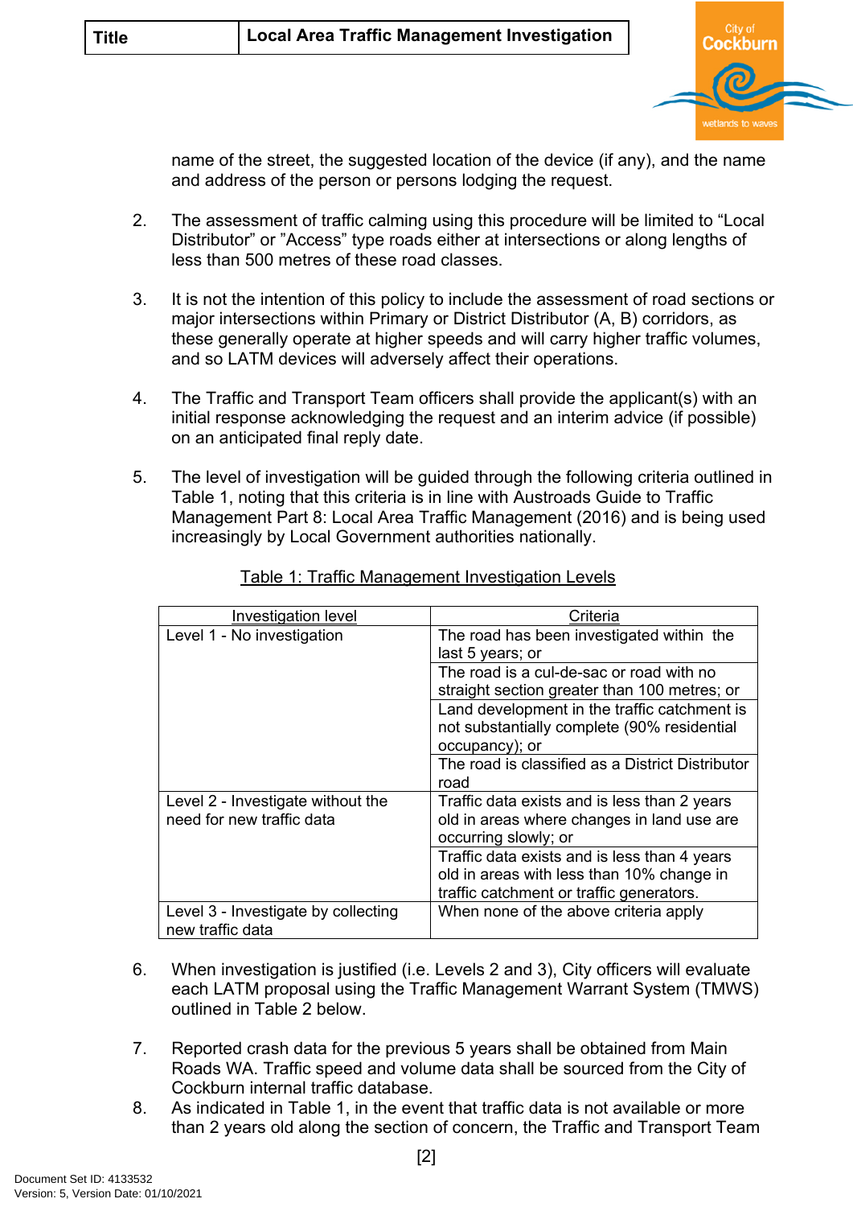name of the street, the suggested location of the device (if any), and the name and address of the person or persons lodging the request.

2. The assessment of traffic calming using this procedure will be limited to “Local Distributor” or ”Access” type roads either at intersections or along lengths of less than 500 metres of these road classes.

3. It is not the intention of this policy to include the assessment of road sections or major intersections within Primary or District Distributor (A, B) corridors, as these generally operate at higher speeds and will carry higher traffic volumes, and so LATM devices will adversely affect their operations.

4. The Traffic and Transport Team officers shall provide the applicant(s) with an initial response acknowledging the request and an interim advice (if possible) on an anticipated final reply date.

5. The level of investigation will be guided through the following criteria outlined in Table 1, noting that this criteria is in line with Austroads Guide to Traffic Management Part 8: Local Area Traffic Management (2016) and is being used increasingly by Local Government authorities nationally.

Table 1: Traffic Management Investigation Levels

| Investigation level | Criteria |
|---|---|
| Level 1 - No investigation | The road has been investigated within the last 5 years; or |
| | The road is a cul-de-sac or road with no straight section greater than 100 metres; or |
| | Land development in the traffic catchment is not substantially complete (90% residential occupancy); or |
| | The road is classified as a District Distributor road |
| Level 2 - Investigate without the need for new traffic data | Traffic data exists and is less than 2 years old in areas where changes in land use are occurring slowly; or |
| | Traffic data exists and is less than 4 years old in areas with less than 10% change in traffic catchment or traffic generators. |
| Level 3 - Investigate by collecting new traffic data | When none of the above criteria apply |

6. When investigation is justified (i.e. Levels 2 and 3), City officers will evaluate each LATM proposal using the Traffic Management Warrant System (TMWS) outlined in Table 2 below.

7. Reported crash data for the previous 5 years shall be obtained from Main Roads WA. Traffic speed and volume data shall be sourced from the City of Cockburn internal traffic database.

8. As indicated in Table 1, in the event that traffic data is not available or more than 2 years old along the section of concern, the Traffic and Transport Team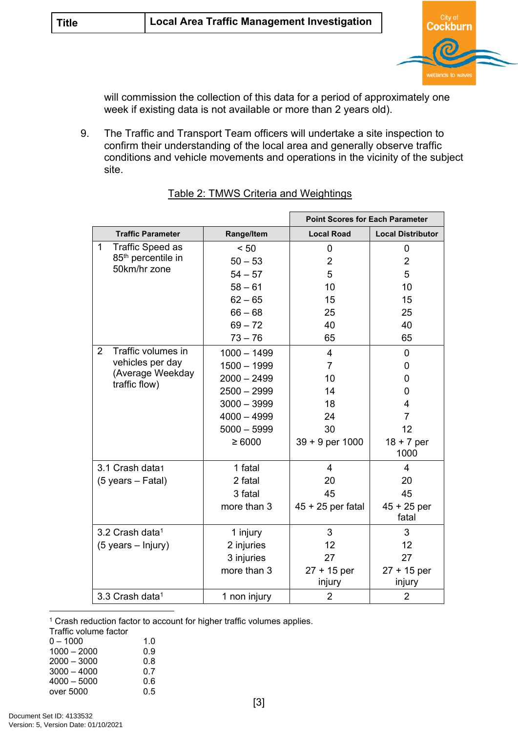will commission the collection of this data for a period of approximately one week if existing data is not available or more than 2 years old).

9. The Traffic and Transport Team officers will undertake a site inspection to confirm their understanding of the local area and generally observe traffic conditions and vehicle movements and operations in the vicinity of the subject site.

Table 2: TMWS Criteria and Weightings

| Traffic Parameter | Range/Item | Point Scores for Each Parameter | |
|---|---|---|---|
| | | Local Road | Local Distributor |
| 1 Traffic Speed as 85th percentile in 50km/hr zone | < 50 | 0 | 0 |
| | 50 – 53 | 2 | 2 |
| | 54 – 57 | 5 | 5 |
| | 58 – 61 | 10 | 10 |
| | 62 – 65 | 15 | 15 |
| | 66 – 68 | 25 | 25 |
| | 69 – 72 | 40 | 40 |
| | 73 – 76 | 65 | 65 |
| 2 Traffic volumes in vehicles per day (Average Weekday traffic flow) | 1000 – 1499 | 4 | 0 |
| | 1500 – 1999 | 7 | 0 |
| | 2000 – 2499 | 10 | 0 |
| | 2500 – 2999 | 14 | 0 |
| | 3000 – 3999 | 18 | 4 |
| | 4000 – 4999 | 24 | 7 |
| | 5000 – 5999 | 30 | 12 |
| | ≥ 6000 | 39 + 9 per 1000 | 18 + 7 per 1000 |
| 3.1 Crash data[1] (5 years – Fatal) | 1 fatal | 4 | 4 |
| | 2 fatal | 20 | 20 |
| | 3 fatal | 45 | 45 |
| | more than 3 | 45 + 25 per fatal | 45 + 25 per fatal |
| 3.2 Crash data[1] (5 years – Injury) | 1 injury | 3 | 3 |
| | 2 injuries | 12 | 12 |
| | 3 injuries | 27 | 27 |
| | more than 3 | 27 + 15 per injury | 27 + 15 per injury |
| 3.3 Crash data[1] | 1 non injury | 2 | 2 |

[1] Crash reduction factor to account for higher traffic volumes applies.

Traffic volume factor

| | |
|---|---|
| 0 – 1000 | 1.0 |
| 1000 – 2000 | 0.9 |
| 2000 – 3000 | 0.8 |
| 3000 – 4000 | 0.7 |
| 4000 – 5000 | 0.6 |
| over 5000 | 0.5 |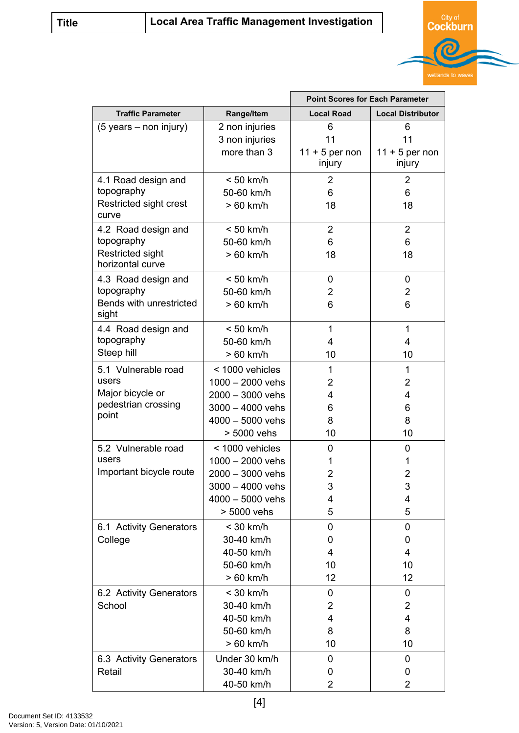| Title | Local Area Traffic Management Investigation |
|---|---|

| | | Point Scores for Each Parameter | |
|---|---|---|---|
| **Traffic Parameter** | **Range/Item** | **Local Road** | **Local Distributor** |
| (5 years – non injury) | 2 non injuries<br>3 non injuries<br>more than 3 | 6<br>11<br>11 + 5 per non injury | 6<br>11<br>11 + 5 per non injury |
| 4.1 Road design and topography<br>Restricted sight crest curve | < 50 km/h<br>50-60 km/h<br>> 60 km/h | 2<br>6<br>18 | 2<br>6<br>18 |
| 4.2 Road design and topography<br>Restricted sight horizontal curve | < 50 km/h<br>50-60 km/h<br>> 60 km/h | 2<br>6<br>18 | 2<br>6<br>18 |
| 4.3 Road design and topography<br>Bends with unrestricted sight | < 50 km/h<br>50-60 km/h<br>> 60 km/h | 0<br>2<br>6 | 0<br>2<br>6 |
| 4.4 Road design and topography<br>Steep hill | < 50 km/h<br>50-60 km/h<br>> 60 km/h | 1<br>4<br>10 | 1<br>4<br>10 |
| 5.1 Vulnerable road users<br>Major bicycle or pedestrian crossing point | < 1000 vehicles<br>1000 – 2000 vehs<br>2000 – 3000 vehs<br>3000 – 4000 vehs<br>4000 – 5000 vehs<br>> 5000 vehs | 1<br>2<br>4<br>6<br>8<br>10 | 1<br>2<br>4<br>6<br>8<br>10 |
| 5.2 Vulnerable road users<br>Important bicycle route | < 1000 vehicles<br>1000 – 2000 vehs<br>2000 – 3000 vehs<br>3000 – 4000 vehs<br>4000 – 5000 vehs<br>> 5000 vehs | 0<br>1<br>2<br>3<br>4<br>5 | 0<br>1<br>2<br>3<br>4<br>5 |
| 6.1 Activity Generators<br>College | < 30 km/h<br>30-40 km/h<br>40-50 km/h<br>50-60 km/h<br>> 60 km/h | 0<br>0<br>4<br>10<br>12 | 0<br>0<br>4<br>10<br>12 |
| 6.2 Activity Generators<br>School | < 30 km/h<br>30-40 km/h<br>40-50 km/h<br>50-60 km/h<br>> 60 km/h | 0<br>2<br>4<br>8<br>10 | 0<br>2<br>4<br>8<br>10 |
| 6.3 Activity Generators<br>Retail | Under 30 km/h<br>30-40 km/h<br>40-50 km/h | 0<br>0<br>2 | 0<br>0<br>2 |

Document Set ID: 4133532
Version: 5, Version Date: 01/10/2021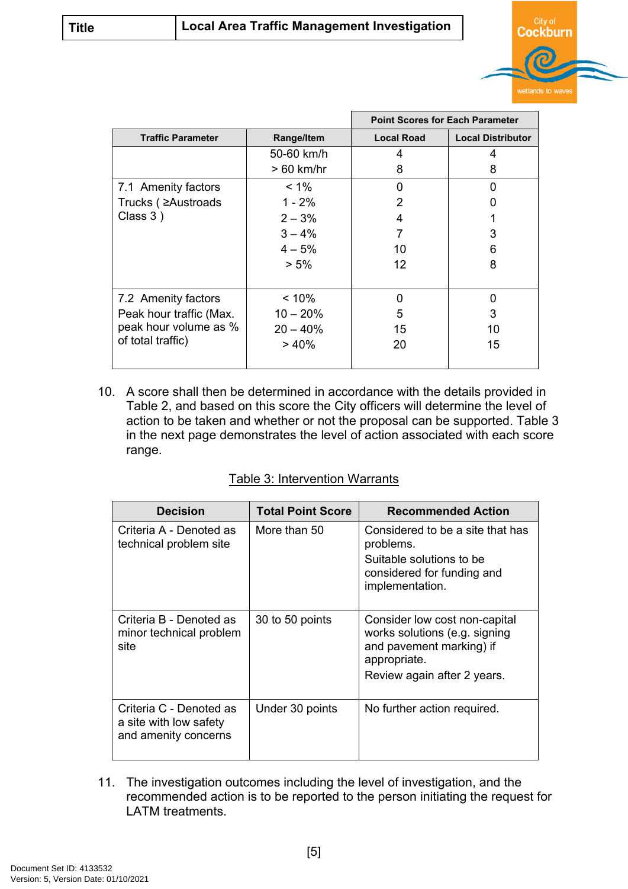| Traffic Parameter | Range/Item | Point Scores for Each Parameter | |
|---|---|---|---|
| | | Local Road | Local Distributor |
| | 50-60 km/h<br>> 60 km/hr | 4<br>8 | 4<br>8 |
| 7.1 Amenity factors<br>Trucks ( ≥Austroads Class 3 ) | < 1%<br>1 - 2%<br>2 – 3%<br>3 – 4%<br>4 – 5%<br>> 5% | 0<br>2<br>4<br>7<br>10<br>12 | 0<br>0<br>1<br>3<br>6<br>8 |
| 7.2 Amenity factors<br>Peak hour traffic (Max. peak hour volume as % of total traffic) | < 10%<br>10 – 20%<br>20 – 40%<br>> 40% | 0<br>5<br>15<br>20 | 0<br>3<br>10<br>15 |

10. A score shall then be determined in accordance with the details provided in Table 2, and based on this score the City officers will determine the level of action to be taken and whether or not the proposal can be supported. Table 3 in the next page demonstrates the level of action associated with each score range.

Table 3: Intervention Warrants

| Decision | Total Point Score | Recommended Action |
|---|---|---|
| Criteria A - Denoted as technical problem site | More than 50 | Considered to be a site that has problems.<br>Suitable solutions to be considered for funding and implementation. |
| Criteria B - Denoted as minor technical problem site | 30 to 50 points | Consider low cost non-capital works solutions (e.g. signing and pavement marking) if appropriate.<br>Review again after 2 years. |
| Criteria C - Denoted as a site with low safety and amenity concerns | Under 30 points | No further action required. |

11. The investigation outcomes including the level of investigation, and the recommended action is to be reported to the person initiating the request for LATM treatments.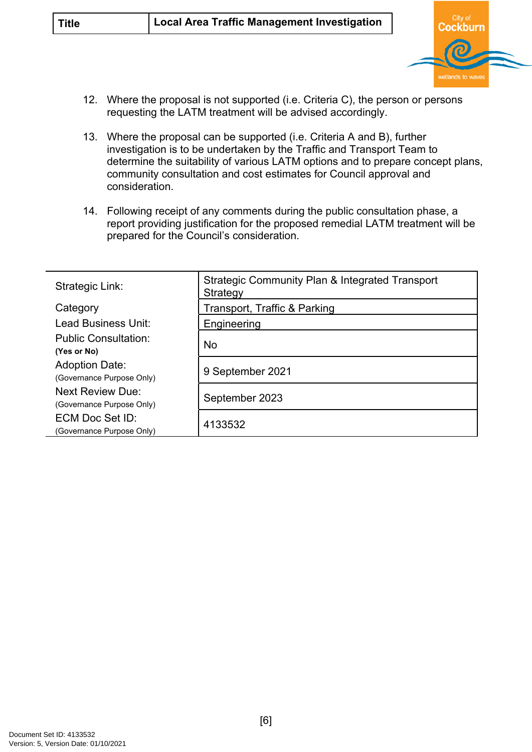| Title | Local Area Traffic Management Investigation |
|---|---|

12. Where the proposal is not supported (i.e. Criteria C), the person or persons requesting the LATM treatment will be advised accordingly.

13. Where the proposal can be supported (i.e. Criteria A and B), further investigation is to be undertaken by the Traffic and Transport Team to determine the suitability of various LATM options and to prepare concept plans, community consultation and cost estimates for Council approval and consideration.

14. Following receipt of any comments during the public consultation phase, a report providing justification for the proposed remedial LATM treatment will be prepared for the Council's consideration.

| | |
|---|---|
| Strategic Link: | Strategic Community Plan & Integrated Transport Strategy |
| Category | Transport, Traffic & Parking |
| Lead Business Unit: | Engineering |
| Public Consultation: **(Yes or No)** | No |
| Adoption Date: (Governance Purpose Only) | 9 September 2021 |
| Next Review Due: (Governance Purpose Only) | September 2023 |
| ECM Doc Set ID: (Governance Purpose Only) | 4133532 |